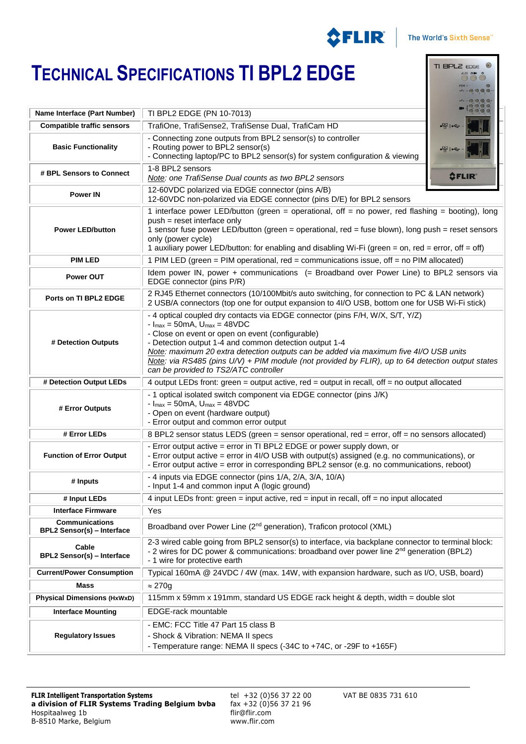# TECHNICAL SPECIFICATIONS TI BPL2 EDGE

| | |
|---|---|
| **Name Interface (Part Number)** | TI BPL2 EDGE (PN 10-7013) |
| **Compatible traffic sensors** | TrafiOne, TrafiSense2, TrafiSense Dual, TrafiCam HD |
| **Basic Functionality** | - Connecting zone outputs from BPL2 sensor(s) to controller<br>- Routing power to BPL2 sensor(s)<br>- Connecting laptop/PC to BPL2 sensor(s) for system configuration & viewing |
| **# BPL Sensors to Connect** | 1-8 BPL2 sensors<br>*Note: one TrafiSense Dual counts as two BPL2 sensors* |
| **Power IN** | 12-60VDC polarized via EDGE connector (pins A/B)<br>12-60VDC non-polarized via EDGE connector (pins D/E) for BPL2 sensors |
| **Power LED/button** | 1 interface power LED/button (green = operational, off = no power, red flashing = booting), long push = reset interface only<br>1 sensor fuse power LED/button (green = operational, red = fuse blown), long push = reset sensors only (power cycle)<br>1 auxiliary power LED/button: for enabling and disabling Wi-Fi (green = on, red = error, off = off) |
| **PIM LED** | 1 PIM LED (green = PIM operational, red = communications issue, off = no PIM allocated) |
| **Power OUT** | Idem power IN, power + communications (= Broadband over Power Line) to BPL2 sensors via EDGE connector (pins P/R) |
| **Ports on TI BPL2 EDGE** | 2 RJ45 Ethernet connectors (10/100Mbit/s auto switching, for connection to PC & LAN network)<br>2 USB/A connectors (top one for output expansion to 4I/O USB, bottom one for USB Wi-Fi stick) |
| **# Detection Outputs** | - 4 optical coupled dry contacts via EDGE connector (pins F/H, W/X, S/T, Y/Z)<br>- $I_{max}$ = 50mA, $U_{max}$ = 48VDC<br>- Close on event or open on event (configurable)<br>- Detection output 1-4 and common detection output 1-4<br>*Note: maximum 20 extra detection outputs can be added via maximum five 4I/O USB units*<br>*Note: via RS485 (pins U/V) + PIM module (not provided by FLIR), up to 64 detection output states can be provided to TS2/ATC controller* |
| **# Detection Output LEDs** | 4 output LEDs front: green = output active, red = output in recall, off = no output allocated |
| **# Error Outputs** | - 1 optical isolated switch component via EDGE connector (pins J/K)<br>- $I_{max}$ = 50mA, $U_{max}$ = 48VDC<br>- Open on event (hardware output)<br>- Error output and common error output |
| **# Error LEDs** | 8 BPL2 sensor status LEDS (green = sensor operational, red = error, off = no sensors allocated) |
| **Function of Error Output** | - Error output active = error in TI BPL2 EDGE or power supply down, or<br>- Error output active = error in 4I/O USB with output(s) assigned (e.g. no communications), or<br>- Error output active = error in corresponding BPL2 sensor (e.g. no communications, reboot) |
| **# Inputs** | - 4 inputs via EDGE connector (pins 1/A, 2/A, 3/A, 10/A)<br>- Input 1-4 and common input A (logic ground) |
| **# Input LEDs** | 4 input LEDs front: green = input active, red = input in recall, off = no input allocated |
| **Interface Firmware** | Yes |
| **Communications BPL2 Sensor(s) – Interface** | Broadband over Power Line (2nd generation), Traficon protocol (XML) |
| **Cable BPL2 Sensor(s) – Interface** | 2-3 wired cable going from BPL2 sensor(s) to interface, via backplane connector to terminal block:<br>- 2 wires for DC power & communications: broadband over power line 2nd generation (BPL2)<br>- 1 wire for protective earth |
| **Current/Power Consumption** | Typical 160mA @ 24VDC / 4W (max. 14W, with expansion hardware, such as I/O, USB, board) |
| **Mass** | ≈ 270g |
| **Physical Dimensions (HxWxD)** | 115mm x 59mm x 191mm, standard US EDGE rack height & depth, width = double slot |
| **Interface Mounting** | EDGE-rack mountable |
| **Regulatory Issues** | - EMC: FCC Title 47 Part 15 class B<br>- Shock & Vibration: NEMA II specs<br>- Temperature range: NEMA II specs (-34C to +74C, or -29F to +165F) |

**FLIR Intelligent Transportation Systems**
**a division of FLIR Systems Trading Belgium bvba**
Hospitaalweg 1b
B-8510 Marke, Belgium

tel +32 (0)56 37 22 00
fax +32 (0)56 37 21 96
flir@flir.com
www.flir.com

VAT BE 0835 731 610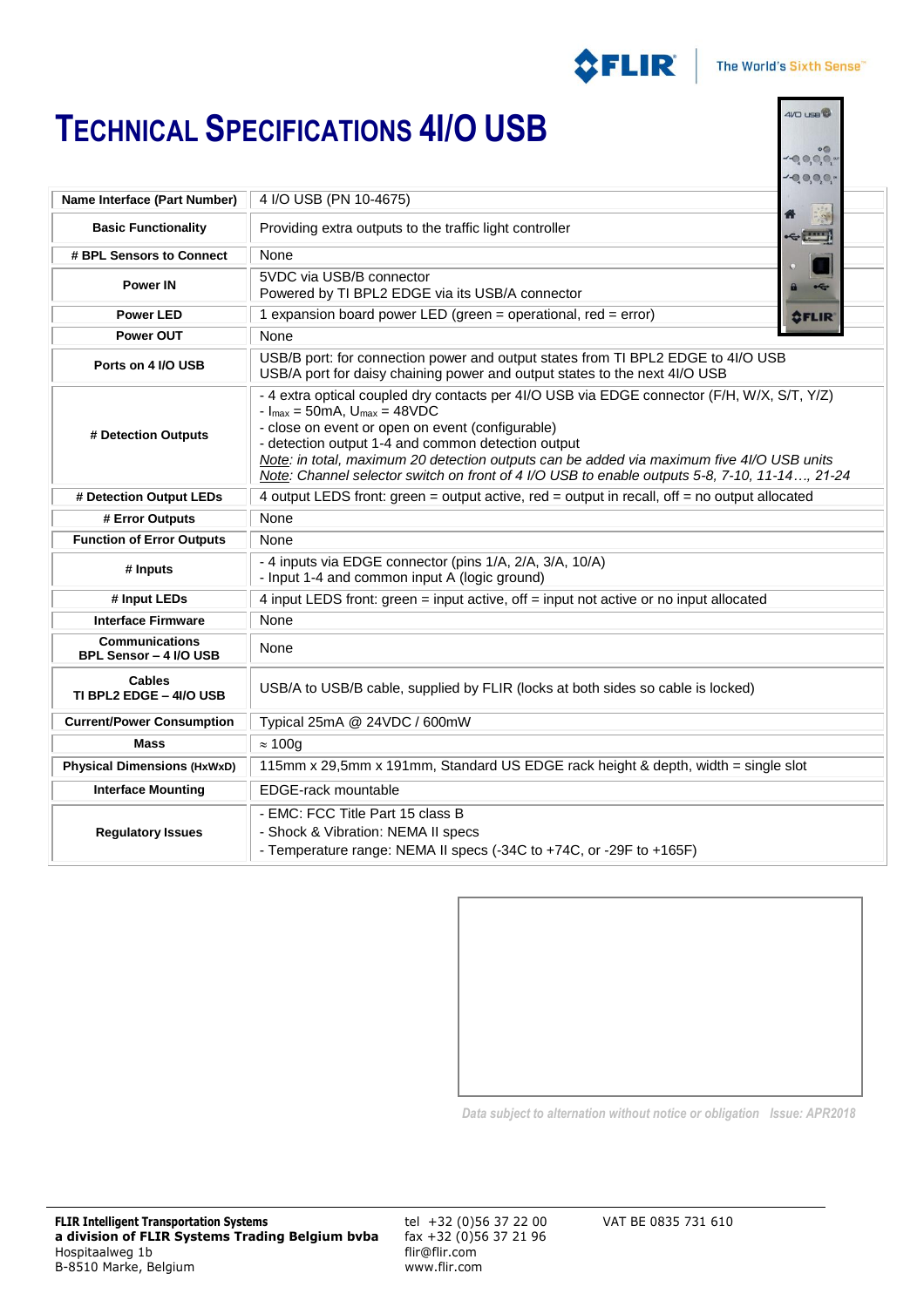# TECHNICAL SPECIFICATIONS 4I/O USB

| | |
|---|---|
| **Name Interface (Part Number)** | 4 I/O USB (PN 10-4675) |
| **Basic Functionality** | Providing extra outputs to the traffic light controller |
| **# BPL Sensors to Connect** | None |
| **Power IN** | 5VDC via USB/B connector<br>Powered by TI BPL2 EDGE via its USB/A connector |
| **Power LED** | 1 expansion board power LED (green = operational, red = error) |
| **Power OUT** | None |
| **Ports on 4 I/O USB** | USB/B port: for connection power and output states from TI BPL2 EDGE to 4I/O USB<br>USB/A port for daisy chaining power and output states to the next 4I/O USB |
| **# Detection Outputs** | - 4 extra optical coupled dry contacts per 4I/O USB via EDGE connector (F/H, W/X, S/T, Y/Z)<br>- $I_{max}$ = 50mA, $U_{max}$ = 48VDC<br>- close on event or open on event (configurable)<br>- detection output 1-4 and common detection output<br>*<u>Note</u>: in total, maximum 20 detection outputs can be added via maximum five 4I/O USB units*<br>*<u>Note</u>: Channel selector switch on front of 4 I/O USB to enable outputs 5-8, 7-10, 11-14…, 21-24* |
| **# Detection Output LEDs** | 4 output LEDS front: green = output active, red = output in recall, off = no output allocated |
| **# Error Outputs** | None |
| **Function of Error Outputs** | None |
| **# Inputs** | - 4 inputs via EDGE connector (pins 1/A, 2/A, 3/A, 10/A)<br>- Input 1-4 and common input A (logic ground) |
| **# Input LEDs** | 4 input LEDS front: green = input active, off = input not active or no input allocated |
| **Interface Firmware** | None |
| **Communications BPL Sensor – 4 I/O USB** | None |
| **Cables TI BPL2 EDGE – 4I/O USB** | USB/A to USB/B cable, supplied by FLIR (locks at both sides so cable is locked) |
| **Current/Power Consumption** | Typical 25mA @ 24VDC / 600mW |
| **Mass** | ≈ 100g |
| **Physical Dimensions (HxWxD)** | 115mm x 29,5mm x 191mm, Standard US EDGE rack height & depth, width = single slot |
| **Interface Mounting** | EDGE-rack mountable |
| **Regulatory Issues** | - EMC: FCC Title Part 15 class B<br>- Shock & Vibration: NEMA II specs<br>- Temperature range: NEMA II specs (-34C to +74C, or -29F to +165F) |

*Data subject to alternation without notice or obligation Issue: APR2018*

**FLIR Intelligent Transportation Systems**
**a division of FLIR Systems Trading Belgium bvba**
Hospitaalweg 1b
B-8510 Marke, Belgium

tel +32 (0)56 37 22 00
fax +32 (0)56 37 21 96
flir@flir.com
www.flir.com

VAT BE 0835 731 610